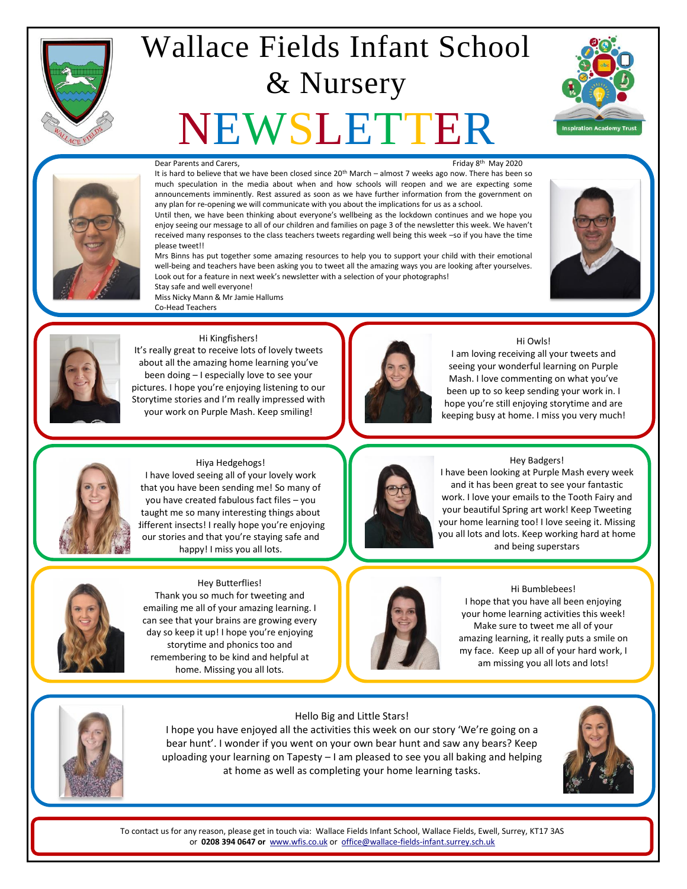# Wallace Fields Infant School & Nursery

# NEWSLETTER

Inspiration Academy Trust

Dear Parents and Carers,

Friday 8th May 2020

It is hard to believe that we have been closed since 20th March – almost 7 weeks ago now. There has been so much speculation in the media about when and how schools will reopen and we are expecting some announcements imminently. Rest assured as soon as we have further information from the government on any plan for re-opening we will communicate with you about the implications for us as a school.

Until then, we have been thinking about everyone's wellbeing as the lockdown continues and we hope you enjoy seeing our message to all of our children and families on page 3 of the newsletter this week. We haven't received many responses to the class teachers tweets regarding well being this week –so if you have the time please tweet!!

Mrs Binns has put together some amazing resources to help you to support your child with their emotional well-being and teachers have been asking you to tweet all the amazing ways you are looking after yourselves. Look out for a feature in next week's newsletter with a selection of your photographs!

Stay safe and well everyone!

Miss Nicky Mann & Mr Jamie Hallums

Co-Head Teachers

---

Hi Kingfishers!

It's really great to receive lots of lovely tweets about all the amazing home learning you've been doing – I especially love to see your pictures. I hope you're enjoying listening to our Storytime stories and I'm really impressed with your work on Purple Mash. Keep smiling!

---

Hi Owls!

I am loving receiving all your tweets and seeing your wonderful learning on Purple Mash. I love commenting on what you've been up to so keep sending your work in. I hope you're still enjoying storytime and are keeping busy at home. I miss you very much!

---

Hiya Hedgehogs!

I have loved seeing all of your lovely work that you have been sending me! So many of you have created fabulous fact files – you taught me so many interesting things about different insects! I really hope you're enjoying our stories and that you're staying safe and happy! I miss you all lots.

---

Hey Badgers!

I have been looking at Purple Mash every week and it has been great to see your fantastic work. I love your emails to the Tooth Fairy and your beautiful Spring art work! Keep Tweeting your home learning too! I love seeing it. Missing you all lots and lots. Keep working hard at home and being superstars

---

Hey Butterflies!

Thank you so much for tweeting and emailing me all of your amazing learning. I can see that your brains are growing every day so keep it up! I hope you're enjoying storytime and phonics too and remembering to be kind and helpful at home. Missing you all lots.

---

Hi Bumblebees!

I hope that you have all been enjoying your home learning activities this week! Make sure to tweet me all of your amazing learning, it really puts a smile on my face. Keep up all of your hard work, I am missing you all lots and lots!

---

Hello Big and Little Stars!

I hope you have enjoyed all the activities this week on our story 'We're going on a bear hunt'. I wonder if you went on your own bear hunt and saw any bears? Keep uploading your learning on Tapesty – I am pleased to see you all baking and helping at home as well as completing your home learning tasks.

---

To contact us for any reason, please get in touch via: Wallace Fields Infant School, Wallace Fields, Ewell, Surrey, KT17 3AS or **0208 394 0647 or** www.wfis.co.uk or office@wallace-fields-infant.surrey.sch.uk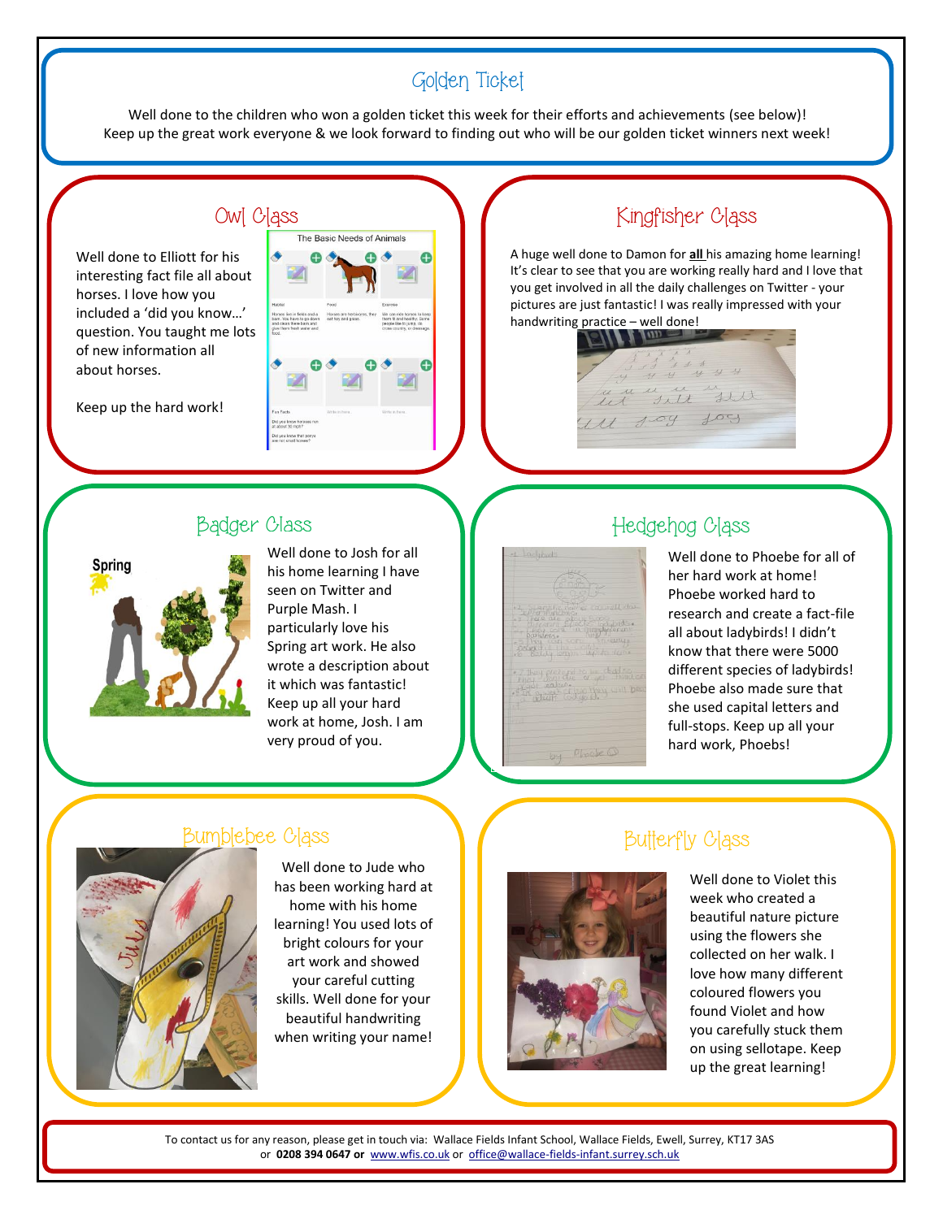## Golden Ticket

Well done to the children who won a golden ticket this week for their efforts and achievements (see below)!
Keep up the great work everyone & we look forward to finding out who will be our golden ticket winners next week!

### Owl Class

Well done to Elliott for his interesting fact file all about horses. I love how you included a 'did you know…' question. You taught me lots of new information all about horses.

Keep up the hard work!

### Kingfisher Class

A huge well done to Damon for **all** his amazing home learning! It's clear to see that you are working really hard and I love that you get involved in all the daily challenges on Twitter - your pictures are just fantastic! I was really impressed with your handwriting practice – well done!

### Badger Class

Well done to Josh for all his home learning I have seen on Twitter and Purple Mash. I particularly love his Spring art work. He also wrote a description about it which was fantastic! Keep up all your hard work at home, Josh. I am very proud of you.

### Hedgehog Class

Well done to Phoebe for all of her hard work at home! Phoebe worked hard to research and create a fact-file all about ladybirds! I didn't know that there were 5000 different species of ladybirds! Phoebe also made sure that she used capital letters and full-stops. Keep up all your hard work, Phoebs!

### Bumblebee Class

Well done to Jude who has been working hard at home with his home learning! You used lots of bright colours for your art work and showed your careful cutting skills. Well done for your beautiful handwriting when writing your name!

### Butterfly Class

Well done to Violet this week who created a beautiful nature picture using the flowers she collected on her walk. I love how many different coloured flowers you found Violet and how you carefully stuck them on using sellotape. Keep up the great learning!

To contact us for any reason, please get in touch via: Wallace Fields Infant School, Wallace Fields, Ewell, Surrey, KT17 3AS
or **0208 394 0647 or** www.wfis.co.uk or office@wallace-fields-infant.surrey.sch.uk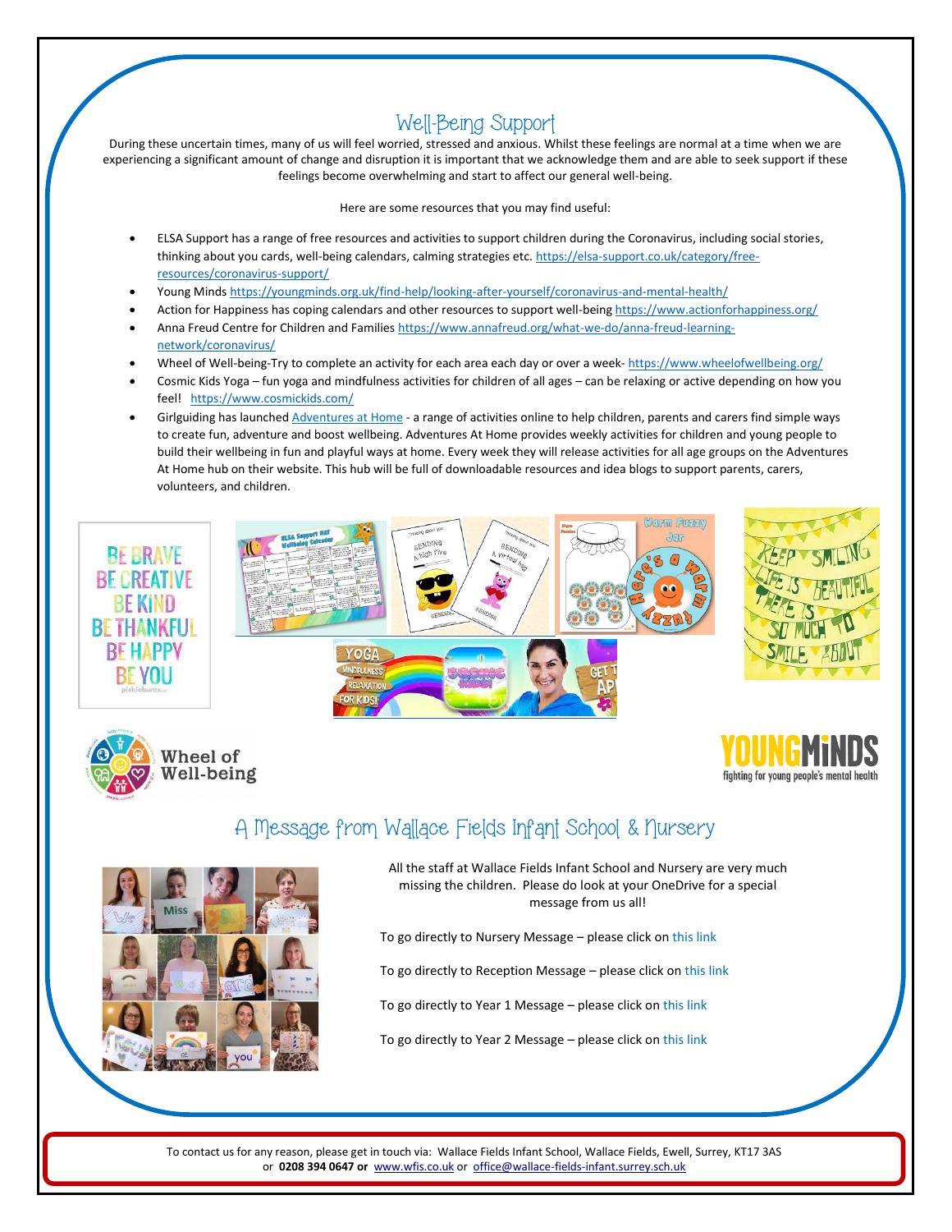## Well-Being Support

During these uncertain times, many of us will feel worried, stressed and anxious. Whilst these feelings are normal at a time when we are experiencing a significant amount of change and disruption it is important that we acknowledge them and are able to seek support if these feelings become overwhelming and start to affect our general well-being.

Here are some resources that you may find useful:

- ELSA Support has a range of free resources and activities to support children during the Coronavirus, including social stories, thinking about you cards, well-being calendars, calming strategies etc. https://elsa-support.co.uk/category/free-resources/coronavirus-support/
- Young Minds https://youngminds.org.uk/find-help/looking-after-yourself/coronavirus-and-mental-health/
- Action for Happiness has coping calendars and other resources to support well-being https://www.actionforhappiness.org/
- Anna Freud Centre for Children and Families https://www.annafreud.org/what-we-do/anna-freud-learning-network/coronavirus/
- Wheel of Well-being-Try to complete an activity for each area each day or over a week- https://www.wheelofwellbeing.org/
- Cosmic Kids Yoga – fun yoga and mindfulness activities for children of all ages – can be relaxing or active depending on how you feel! https://www.cosmickids.com/
- Girlguiding has launched Adventures at Home - a range of activities online to help children, parents and carers find simple ways to create fun, adventure and boost wellbeing. Adventures At Home provides weekly activities for children and young people to build their wellbeing in fun and playful ways at home. Every week they will release activities for all age groups on the Adventures At Home hub on their website. This hub will be full of downloadable resources and idea blogs to support parents, carers, volunteers, and children.

## A Message from Wallace Fields Infant School & Nursery

All the staff at Wallace Fields Infant School and Nursery are very much missing the children. Please do look at your OneDrive for a special message from us all!

To go directly to Nursery Message – please click on this link

To go directly to Reception Message – please click on this link

To go directly to Year 1 Message – please click on this link

To go directly to Year 2 Message – please click on this link

To contact us for any reason, please get in touch via: Wallace Fields Infant School, Wallace Fields, Ewell, Surrey, KT17 3AS or **0208 394 0647 or** www.wfis.co.uk or office@wallace-fields-infant.surrey.sch.uk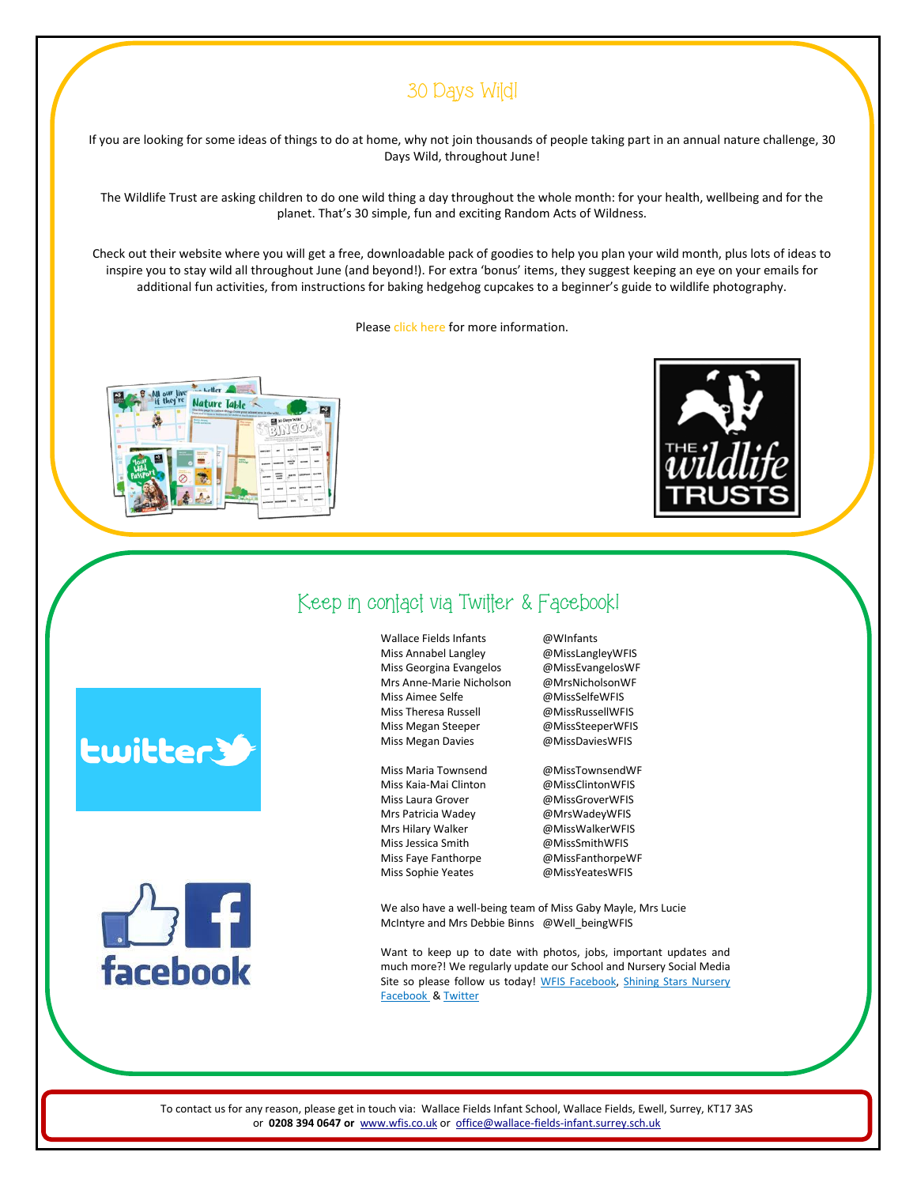## 30 Days Wild!

If you are looking for some ideas of things to do at home, why not join thousands of people taking part in an annual nature challenge, 30 Days Wild, throughout June!

The Wildlife Trust are asking children to do one wild thing a day throughout the whole month: for your health, wellbeing and for the planet. That's 30 simple, fun and exciting Random Acts of Wildness.

Check out their website where you will get a free, downloadable pack of goodies to help you plan your wild month, plus lots of ideas to inspire you to stay wild all throughout June (and beyond!). For extra 'bonus' items, they suggest keeping an eye on your emails for additional fun activities, from instructions for baking hedgehog cupcakes to a beginner's guide to wildlife photography.

Please click here for more information.

## Keep in contact via Twitter & Facebook!

| | |
|---|---|
| Wallace Fields Infants | @WInfants |
| Miss Annabel Langley | @MissLangleyWFIS |
| Miss Georgina Evangelos | @MissEvangelosWF |
| Mrs Anne-Marie Nicholson | @MrsNicholsonWF |
| Miss Aimee Selfe | @MissSelfeWFIS |
| Miss Theresa Russell | @MissRussellWFIS |
| Miss Megan Steeper | @MissSteeperWFIS |
| Miss Megan Davies | @MissDaviesWFIS |
| Miss Maria Townsend | @MissTownsendWF |
| Miss Kaia-Mai Clinton | @MissClintonWFIS |
| Miss Laura Grover | @MissGroverWFIS |
| Mrs Patricia Wadey | @MrsWadeyWFIS |
| Mrs Hilary Walker | @MissWalkerWFIS |
| Miss Jessica Smith | @MissSmithWFIS |
| Miss Faye Fanthorpe | @MissFanthorpeWF |
| Miss Sophie Yeates | @MissYeatesWFIS |

We also have a well-being team of Miss Gaby Mayle, Mrs Lucie McIntyre and Mrs Debbie Binns @Well_beingWFIS

Want to keep up to date with photos, jobs, important updates and much more?! We regularly update our School and Nursery Social Media Site so please follow us today! WFIS Facebook, Shining Stars Nursery Facebook & Twitter

To contact us for any reason, please get in touch via: Wallace Fields Infant School, Wallace Fields, Ewell, Surrey, KT17 3AS or **0208 394 0647 or** www.wfis.co.uk or office@wallace-fields-infant.surrey.sch.uk